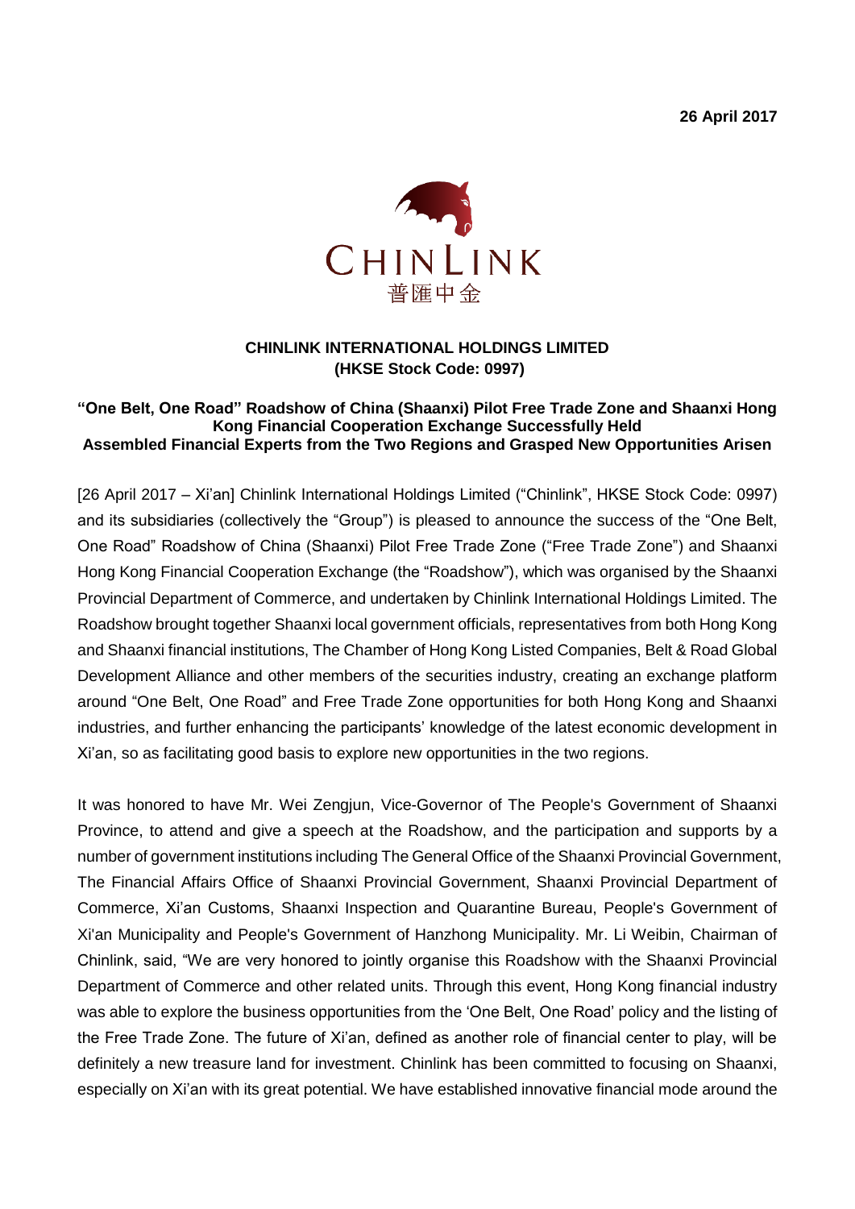**26 April 2017**

CHINLINK
普匯中金

**CHINLINK INTERNATIONAL HOLDINGS LIMITED**
**(HKSE Stock Code: 0997)**

**"One Belt, One Road" Roadshow of China (Shaanxi) Pilot Free Trade Zone and Shaanxi Hong Kong Financial Cooperation Exchange Successfully Held**
**Assembled Financial Experts from the Two Regions and Grasped New Opportunities Arisen**

[26 April 2017 – Xi'an] Chinlink International Holdings Limited ("Chinlink", HKSE Stock Code: 0997) and its subsidiaries (collectively the "Group") is pleased to announce the success of the "One Belt, One Road" Roadshow of China (Shaanxi) Pilot Free Trade Zone ("Free Trade Zone") and Shaanxi Hong Kong Financial Cooperation Exchange (the "Roadshow"), which was organised by the Shaanxi Provincial Department of Commerce, and undertaken by Chinlink International Holdings Limited. The Roadshow brought together Shaanxi local government officials, representatives from both Hong Kong and Shaanxi financial institutions, The Chamber of Hong Kong Listed Companies, Belt & Road Global Development Alliance and other members of the securities industry, creating an exchange platform around "One Belt, One Road" and Free Trade Zone opportunities for both Hong Kong and Shaanxi industries, and further enhancing the participants' knowledge of the latest economic development in Xi'an, so as facilitating good basis to explore new opportunities in the two regions.

It was honored to have Mr. Wei Zengjun, Vice-Governor of The People's Government of Shaanxi Province, to attend and give a speech at the Roadshow, and the participation and supports by a number of government institutions including The General Office of the Shaanxi Provincial Government, The Financial Affairs Office of Shaanxi Provincial Government, Shaanxi Provincial Department of Commerce, Xi'an Customs, Shaanxi Inspection and Quarantine Bureau, People's Government of Xi'an Municipality and People's Government of Hanzhong Municipality. Mr. Li Weibin, Chairman of Chinlink, said, "We are very honored to jointly organise this Roadshow with the Shaanxi Provincial Department of Commerce and other related units. Through this event, Hong Kong financial industry was able to explore the business opportunities from the 'One Belt, One Road' policy and the listing of the Free Trade Zone. The future of Xi'an, defined as another role of financial center to play, will be definitely a new treasure land for investment. Chinlink has been committed to focusing on Shaanxi, especially on Xi'an with its great potential. We have established innovative financial mode around the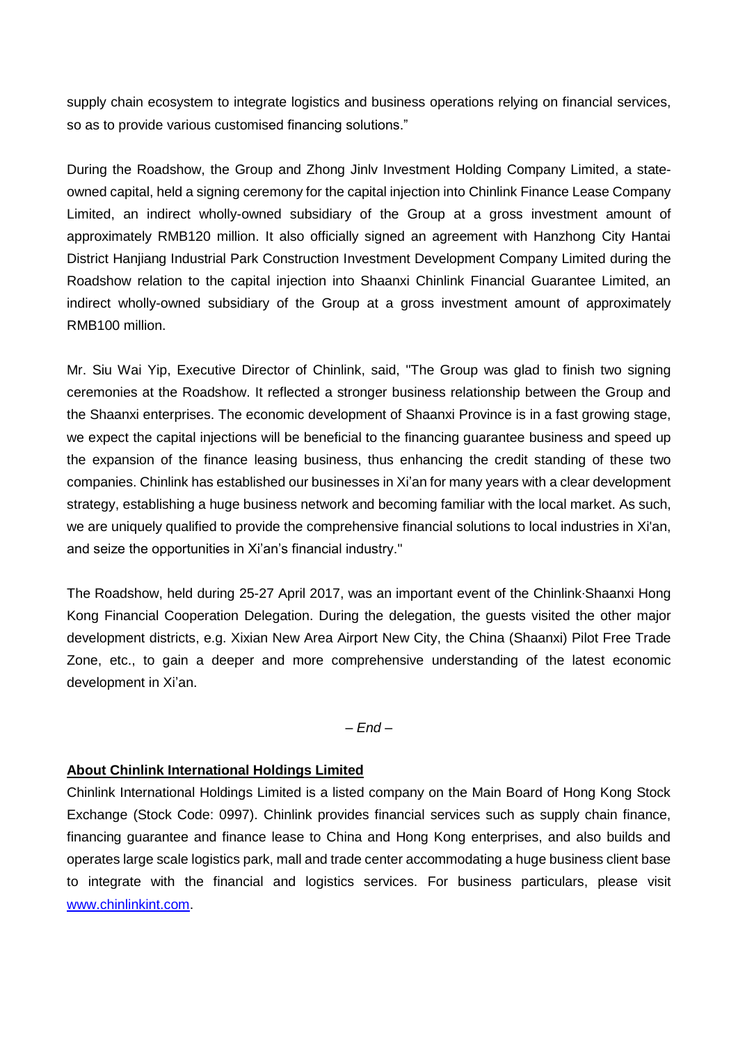supply chain ecosystem to integrate logistics and business operations relying on financial services, so as to provide various customised financing solutions."

During the Roadshow, the Group and Zhong Jinlv Investment Holding Company Limited, a state-owned capital, held a signing ceremony for the capital injection into Chinlink Finance Lease Company Limited, an indirect wholly-owned subsidiary of the Group at a gross investment amount of approximately RMB120 million. It also officially signed an agreement with Hanzhong City Hantai District Hanjiang Industrial Park Construction Investment Development Company Limited during the Roadshow relation to the capital injection into Shaanxi Chinlink Financial Guarantee Limited, an indirect wholly-owned subsidiary of the Group at a gross investment amount of approximately RMB100 million.

Mr. Siu Wai Yip, Executive Director of Chinlink, said, "The Group was glad to finish two signing ceremonies at the Roadshow. It reflected a stronger business relationship between the Group and the Shaanxi enterprises. The economic development of Shaanxi Province is in a fast growing stage, we expect the capital injections will be beneficial to the financing guarantee business and speed up the expansion of the finance leasing business, thus enhancing the credit standing of these two companies. Chinlink has established our businesses in Xi'an for many years with a clear development strategy, establishing a huge business network and becoming familiar with the local market. As such, we are uniquely qualified to provide the comprehensive financial solutions to local industries in Xi'an, and seize the opportunities in Xi'an's financial industry."

The Roadshow, held during 25-27 April 2017, was an important event of the Chinlink·Shaanxi Hong Kong Financial Cooperation Delegation. During the delegation, the guests visited the other major development districts, e.g. Xixian New Area Airport New City, the China (Shaanxi) Pilot Free Trade Zone, etc., to gain a deeper and more comprehensive understanding of the latest economic development in Xi'an.

*– End –*

**About Chinlink International Holdings Limited**

Chinlink International Holdings Limited is a listed company on the Main Board of Hong Kong Stock Exchange (Stock Code: 0997). Chinlink provides financial services such as supply chain finance, financing guarantee and finance lease to China and Hong Kong enterprises, and also builds and operates large scale logistics park, mall and trade center accommodating a huge business client base to integrate with the financial and logistics services. For business particulars, please visit www.chinlinkint.com.